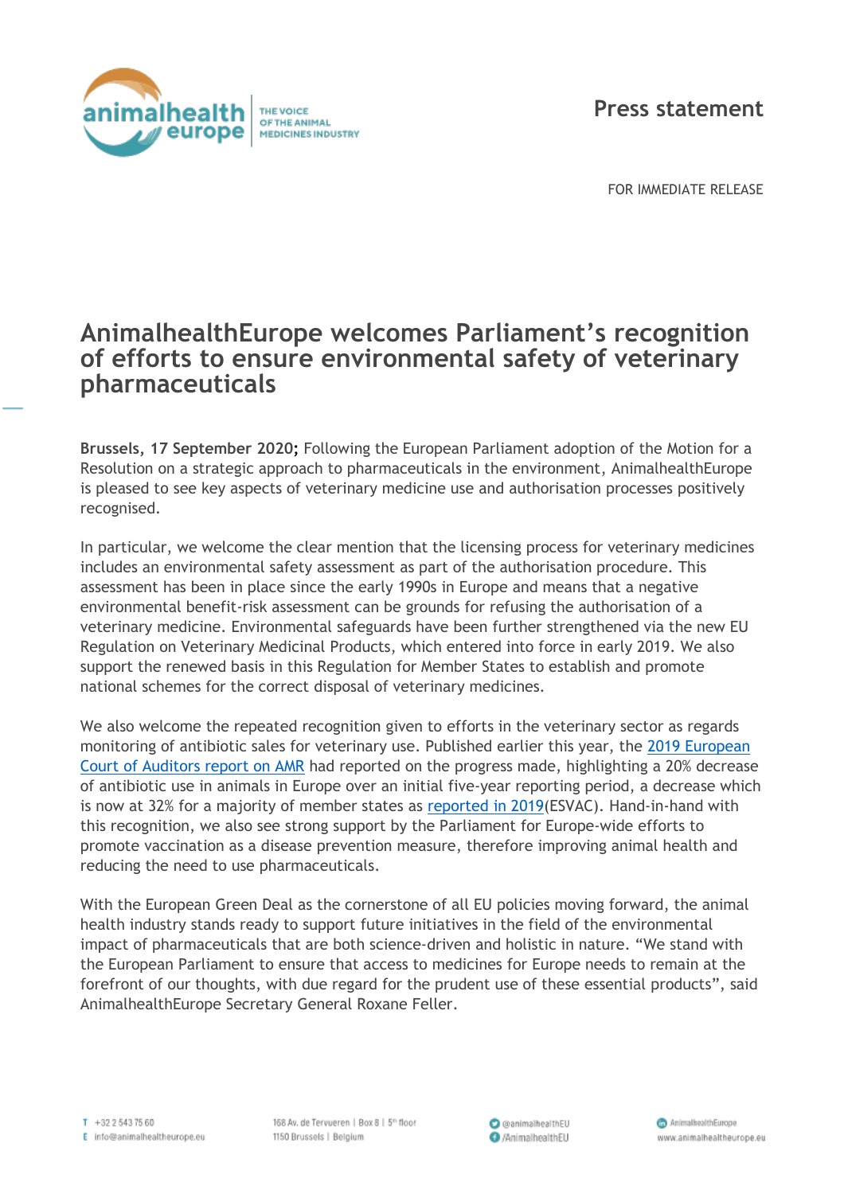Press statement

FOR IMMEDIATE RELEASE

# AnimalhealthEurope welcomes Parliament's recognition of efforts to ensure environmental safety of veterinary pharmaceuticals

**Brussels, 17 September 2020;** Following the European Parliament adoption of the Motion for a Resolution on a strategic approach to pharmaceuticals in the environment, AnimalhealthEurope is pleased to see key aspects of veterinary medicine use and authorisation processes positively recognised.

In particular, we welcome the clear mention that the licensing process for veterinary medicines includes an environmental safety assessment as part of the authorisation procedure. This assessment has been in place since the early 1990s in Europe and means that a negative environmental benefit-risk assessment can be grounds for refusing the authorisation of a veterinary medicine. Environmental safeguards have been further strengthened via the new EU Regulation on Veterinary Medicinal Products, which entered into force in early 2019. We also support the renewed basis in this Regulation for Member States to establish and promote national schemes for the correct disposal of veterinary medicines.

We also welcome the repeated recognition given to efforts in the veterinary sector as regards monitoring of antibiotic sales for veterinary use. Published earlier this year, the 2019 European Court of Auditors report on AMR had reported on the progress made, highlighting a 20% decrease of antibiotic use in animals in Europe over an initial five-year reporting period, a decrease which is now at 32% for a majority of member states as reported in 2019(ESVAC). Hand-in-hand with this recognition, we also see strong support by the Parliament for Europe-wide efforts to promote vaccination as a disease prevention measure, therefore improving animal health and reducing the need to use pharmaceuticals.

With the European Green Deal as the cornerstone of all EU policies moving forward, the animal health industry stands ready to support future initiatives in the field of the environmental impact of pharmaceuticals that are both science-driven and holistic in nature. "We stand with the European Parliament to ensure that access to medicines for Europe needs to remain at the forefront of our thoughts, with due regard for the prudent use of these essential products", said AnimalhealthEurope Secretary General Roxane Feller.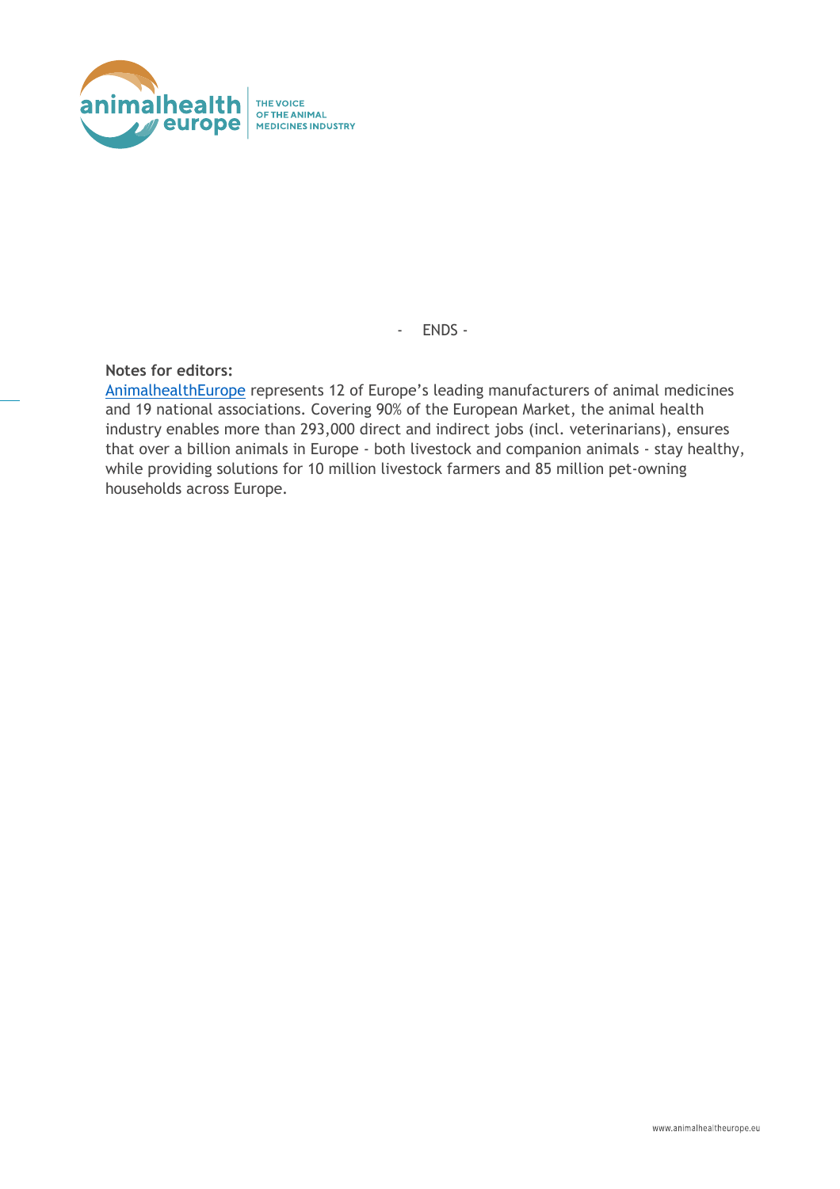- ENDS -

**Notes for editors:**
AnimalhealthEurope represents 12 of Europe's leading manufacturers of animal medicines and 19 national associations. Covering 90% of the European Market, the animal health industry enables more than 293,000 direct and indirect jobs (incl. veterinarians), ensures that over a billion animals in Europe - both livestock and companion animals - stay healthy, while providing solutions for 10 million livestock farmers and 85 million pet-owning households across Europe.